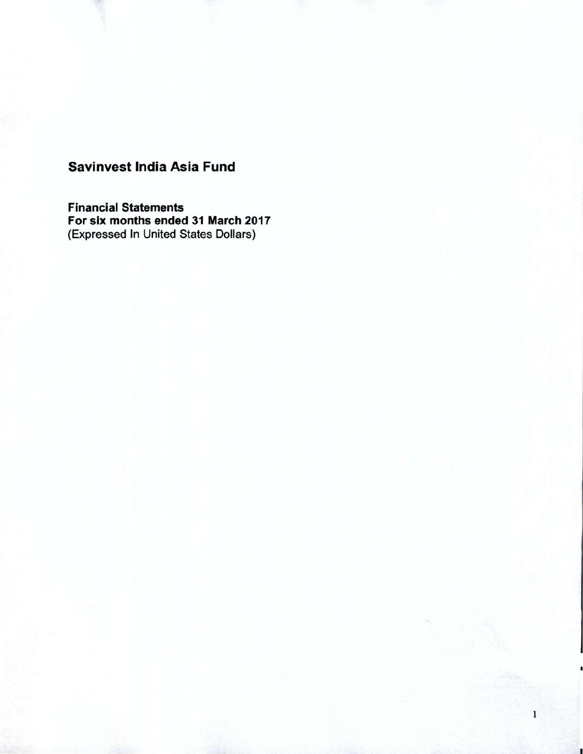# Savinvest India Asia Fund

**Financial Statements**
**For six months ended 31 March 2017**
(Expressed In United States Dollars)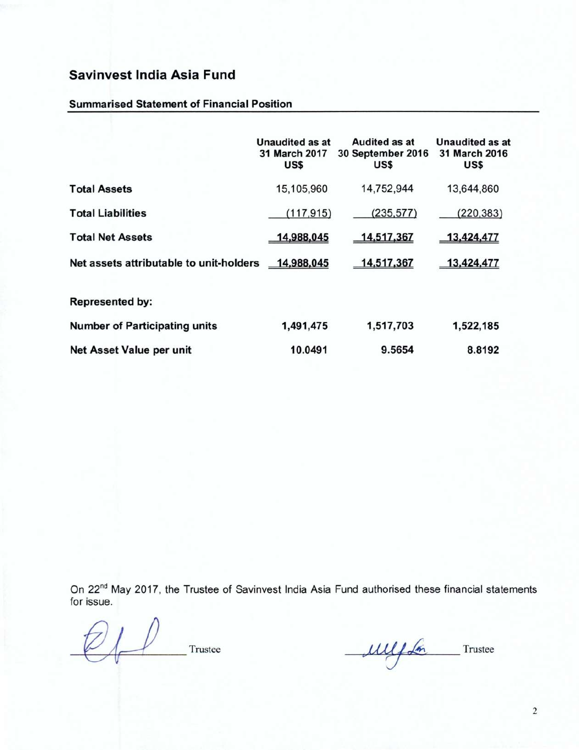# Savinvest India Asia Fund

## Summarised Statement of Financial Position

| | Unaudited as at 31 March 2017 US$ | Audited as at 30 September 2016 US$ | Unaudited as at 31 March 2016 US$ |
|---|---|---|---|
| **Total Assets** | 15,105,960 | 14,752,944 | 13,644,860 |
| **Total Liabilities** | (117,915) | (235,577) | (220,383) |
| **Total Net Assets** | **14,988,045** | **14,517,367** | **13,424,477** |
| **Net assets attributable to unit-holders** | **14,988,045** | **14,517,367** | **13,424,477** |
| **Represented by:** | | | |
| **Number of Participating units** | **1,491,475** | **1,517,703** | **1,522,185** |
| **Net Asset Value per unit** | **10.0491** | **9.5654** | **8.8192** |

On 22nd May 2017, the Trustee of Savinvest India Asia Fund authorised these financial statements for issue.

Trustee

Trustee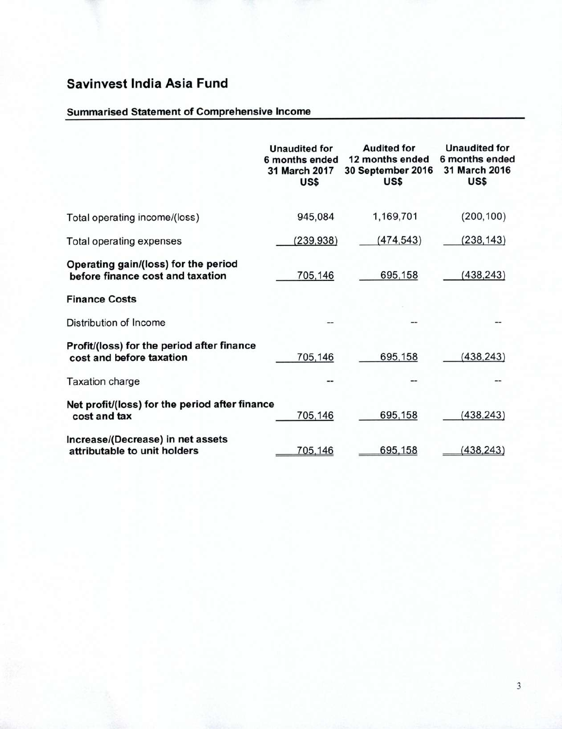# Savinvest India Asia Fund

## Summarised Statement of Comprehensive Income

| | Unaudited for 6 months ended 31 March 2017 US$ | Audited for 12 months ended 30 September 2016 US$ | Unaudited for 6 months ended 31 March 2016 US$ |
|---|---|---|---|
| Total operating income/(loss) | 945,084 | 1,169,701 | (200,100) |
| Total operating expenses | (239,938) | (474,543) | (238,143) |
| **Operating gain/(loss) for the period before finance cost and taxation** | 705,146 | 695,158 | (438,243) |
| **Finance Costs** | | | |
| Distribution of Income | -- | -- | -- |
| **Profit/(loss) for the period after finance cost and before taxation** | 705,146 | 695,158 | (438,243) |
| Taxation charge | -- | -- | -- |
| **Net profit/(loss) for the period after finance cost and tax** | 705,146 | 695,158 | (438,243) |
| **Increase/(Decrease) in net assets attributable to unit holders** | 705,146 | 695,158 | (438,243) |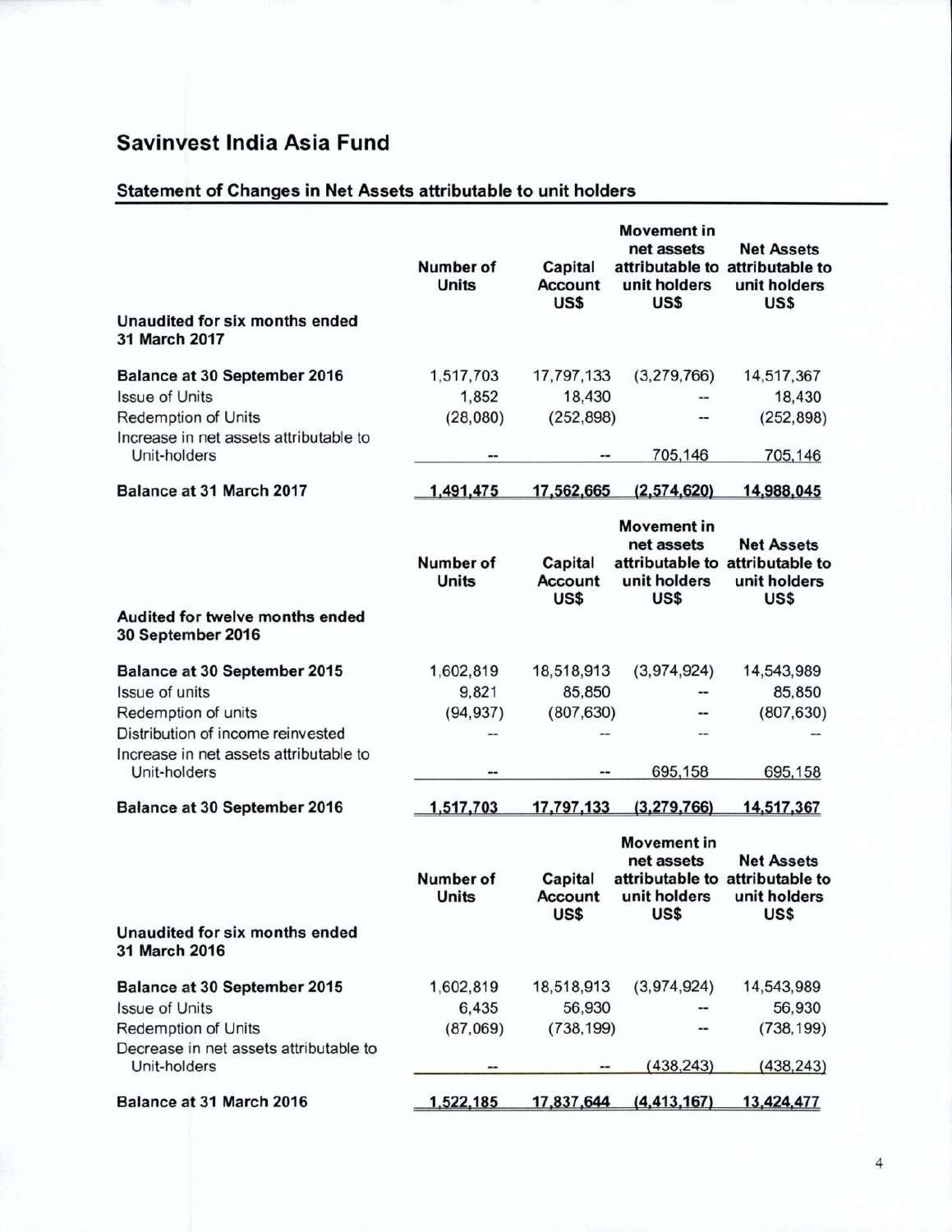# Savinvest India Asia Fund

## Statement of Changes in Net Assets attributable to unit holders

| Unaudited for six months ended 31 March 2017 | Number of Units | Capital Account US$ | Movement in net assets attributable to unit holders US$ | Net Assets attributable to unit holders US$ |
|---|---|---|---|---|
| **Balance at 30 September 2016** | 1,517,703 | 17,797,133 | (3,279,766) | 14,517,367 |
| Issue of Units | 1,852 | 18,430 | -- | 18,430 |
| Redemption of Units | (28,080) | (252,898) | -- | (252,898) |
| Increase in net assets attributable to Unit-holders | -- | -- | 705,146 | 705,146 |
| **Balance at 31 March 2017** | 1,491,475 | 17,562,665 | (2,574,620) | 14,988,045 |

| Audited for twelve months ended 30 September 2016 | Number of Units | Capital Account US$ | Movement in net assets attributable to unit holders US$ | Net Assets attributable to unit holders US$ |
|---|---|---|---|---|
| **Balance at 30 September 2015** | 1,602,819 | 18,518,913 | (3,974,924) | 14,543,989 |
| Issue of units | 9,821 | 85,850 | -- | 85,850 |
| Redemption of units | (94,937) | (807,630) | -- | (807,630) |
| Distribution of income reinvested | -- | -- | -- | -- |
| Increase in net assets attributable to Unit-holders | -- | -- | 695,158 | 695,158 |
| **Balance at 30 September 2016** | 1,517,703 | 17,797,133 | (3,279,766) | 14,517,367 |

| Unaudited for six months ended 31 March 2016 | Number of Units | Capital Account US$ | Movement in net assets attributable to unit holders US$ | Net Assets attributable to unit holders US$ |
|---|---|---|---|---|
| **Balance at 30 September 2015** | 1,602,819 | 18,518,913 | (3,974,924) | 14,543,989 |
| Issue of Units | 6,435 | 56,930 | -- | 56,930 |
| Redemption of Units | (87,069) | (738,199) | -- | (738,199) |
| Decrease in net assets attributable to Unit-holders | -- | -- | (438,243) | (438,243) |
| **Balance at 31 March 2016** | 1,522,185 | 17,837,644 | (4,413,167) | 13,424,477 |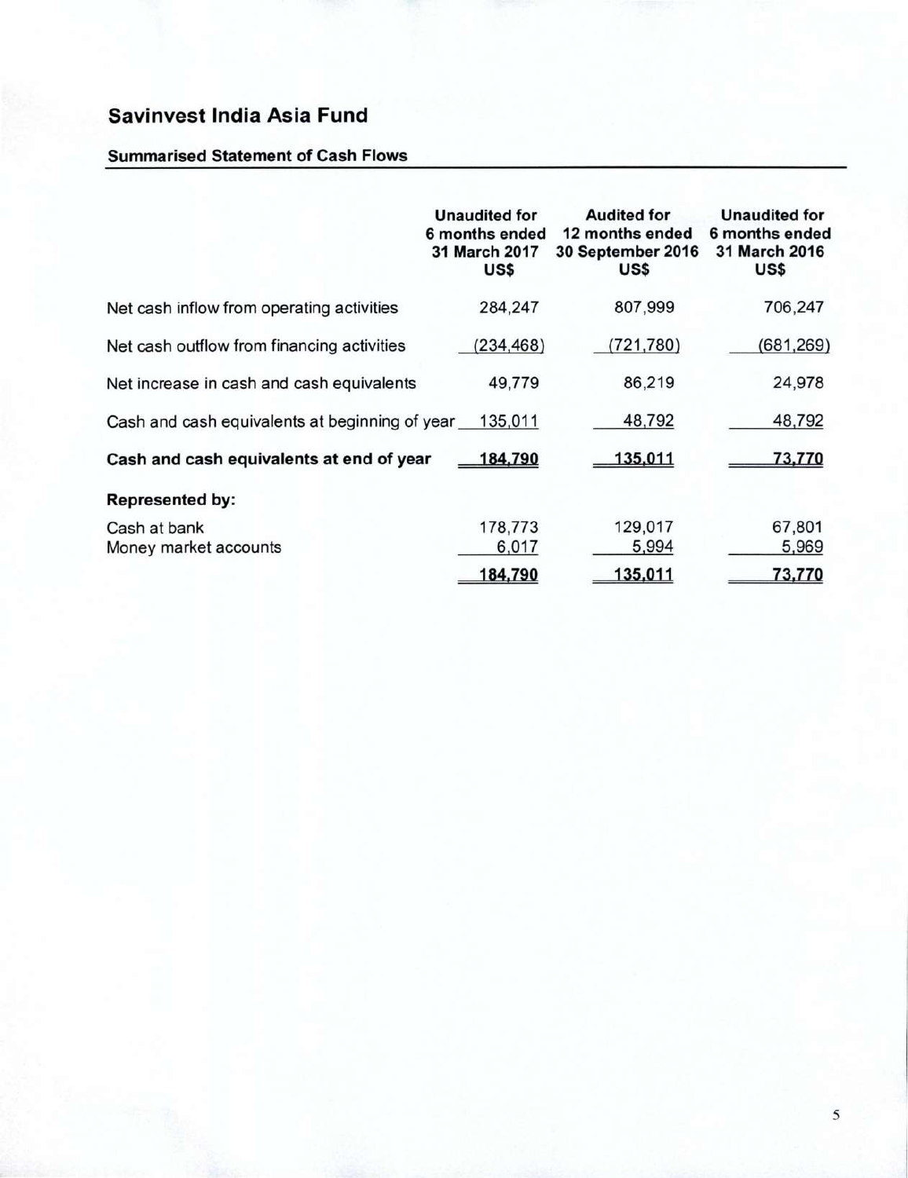# Savinvest India Asia Fund

## Summarised Statement of Cash Flows

| | Unaudited for 6 months ended 31 March 2017 US$ | Audited for 12 months ended 30 September 2016 US$ | Unaudited for 6 months ended 31 March 2016 US$ |
|---|---|---|---|
| Net cash inflow from operating activities | 284,247 | 807,999 | 706,247 |
| Net cash outflow from financing activities | (234,468) | (721,780) | (681,269) |
| Net increase in cash and cash equivalents | 49,779 | 86,219 | 24,978 |
| Cash and cash equivalents at beginning of year | 135,011 | 48,792 | 48,792 |
| **Cash and cash equivalents at end of year** | **184,790** | **135,011** | **73,770** |
| **Represented by:** | | | |
| Cash at bank | 178,773 | 129,017 | 67,801 |
| Money market accounts | 6,017 | 5,994 | 5,969 |
| | **184,790** | **135,011** | **73,770** |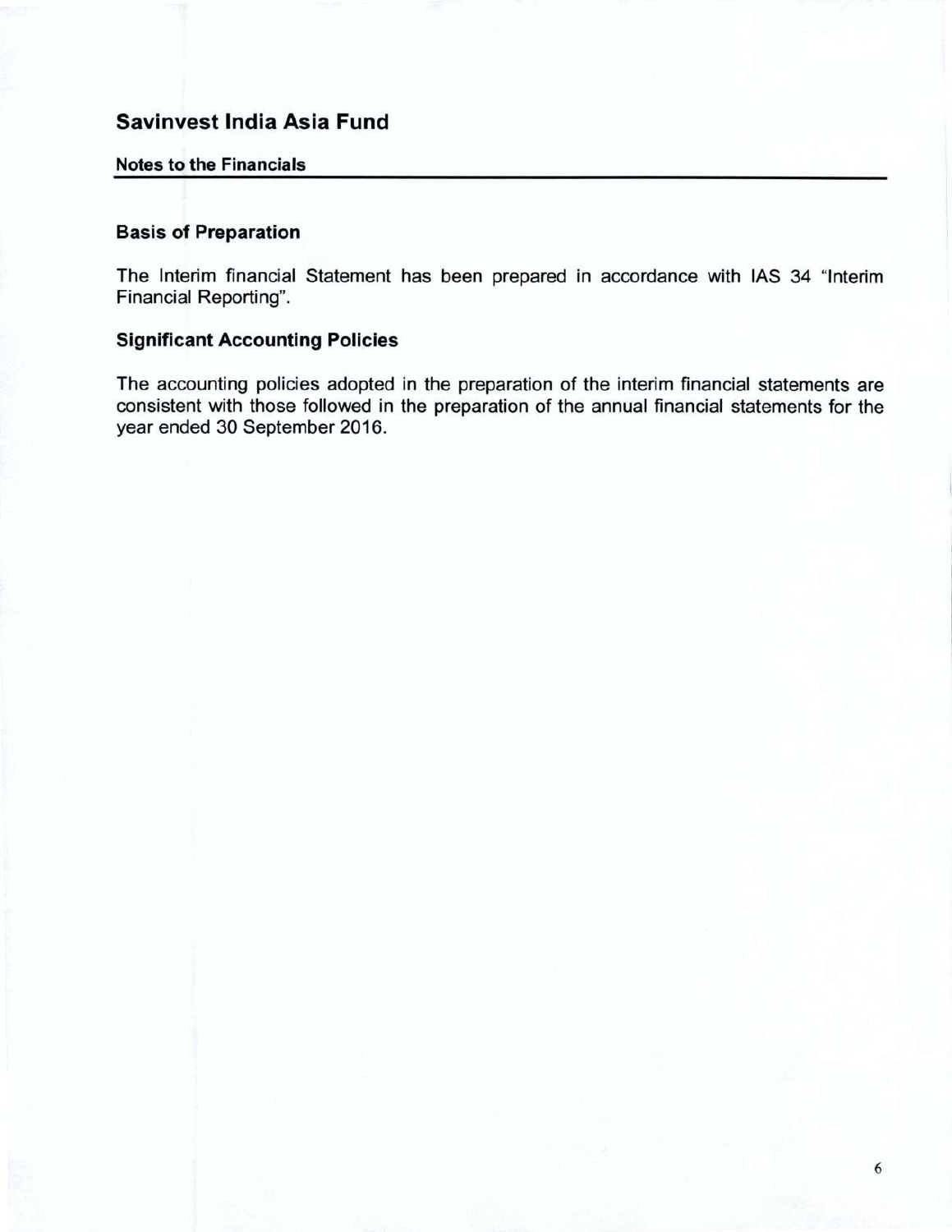# Savinvest India Asia Fund

**Notes to the Financials**

### Basis of Preparation

The Interim financial Statement has been prepared in accordance with IAS 34 "Interim Financial Reporting".

### Significant Accounting Policies

The accounting policies adopted in the preparation of the interim financial statements are consistent with those followed in the preparation of the annual financial statements for the year ended 30 September 2016.